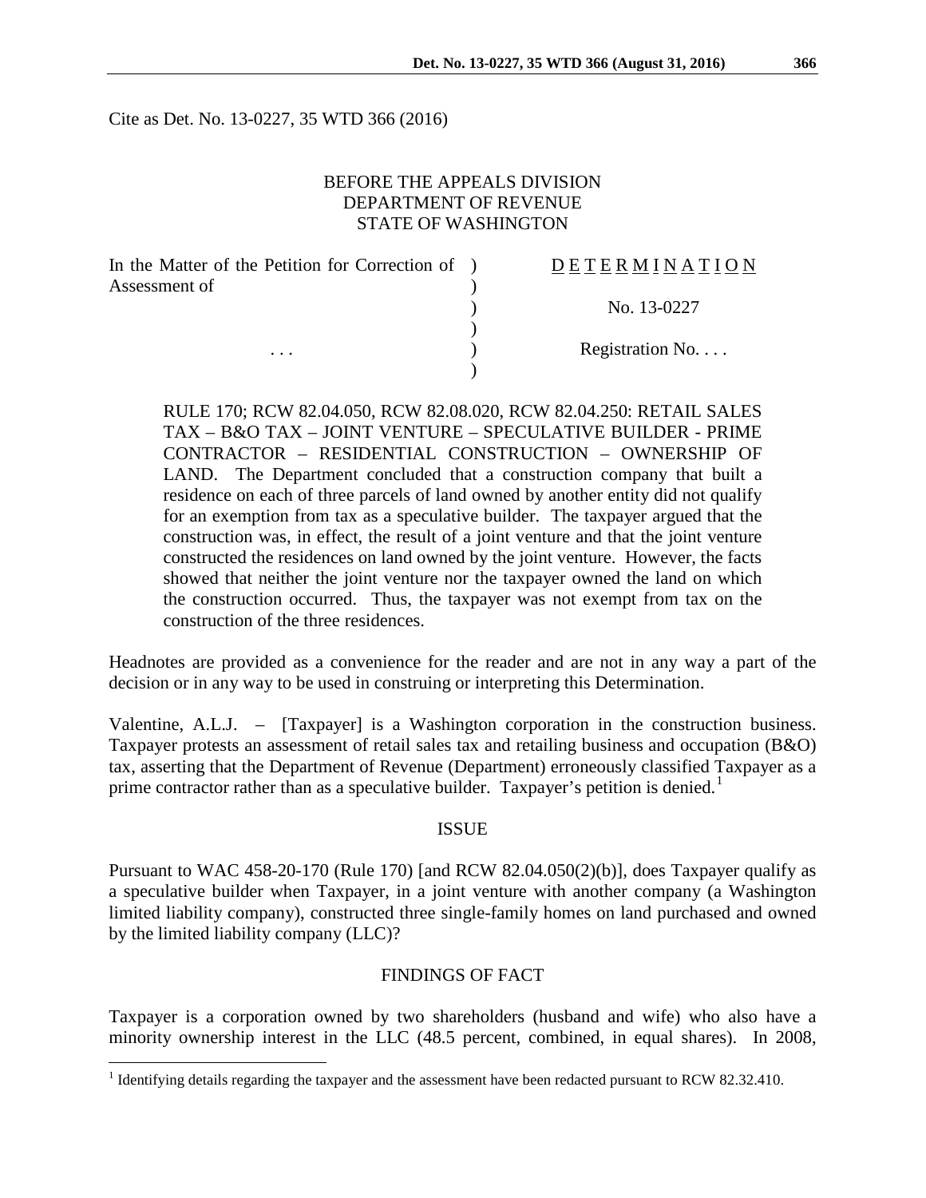Cite as Det. No. 13-0227, 35 WTD 366 (2016)

BEFORE THE APPEALS DIVISION
DEPARTMENT OF REVENUE
STATE OF WASHINGTON

| In the Matter of the Petition for Correction of Assessment of | D E T E R M I N A T I O N |
|---|---|
| | No. 13-0227 |
| . . . | Registration No. . . . |

RULE 170; RCW 82.04.050, RCW 82.08.020, RCW 82.04.250: RETAIL SALES TAX – B&O TAX – JOINT VENTURE – SPECULATIVE BUILDER - PRIME CONTRACTOR – RESIDENTIAL CONSTRUCTION – OWNERSHIP OF LAND. The Department concluded that a construction company that built a residence on each of three parcels of land owned by another entity did not qualify for an exemption from tax as a speculative builder. The taxpayer argued that the construction was, in effect, the result of a joint venture and that the joint venture constructed the residences on land owned by the joint venture. However, the facts showed that neither the joint venture nor the taxpayer owned the land on which the construction occurred. Thus, the taxpayer was not exempt from tax on the construction of the three residences.

Headnotes are provided as a convenience for the reader and are not in any way a part of the decision or in any way to be used in construing or interpreting this Determination.

Valentine, A.L.J. – [Taxpayer] is a Washington corporation in the construction business. Taxpayer protests an assessment of retail sales tax and retailing business and occupation (B&O) tax, asserting that the Department of Revenue (Department) erroneously classified Taxpayer as a prime contractor rather than as a speculative builder. Taxpayer's petition is denied.[1]

## ISSUE

Pursuant to WAC 458-20-170 (Rule 170) [and RCW 82.04.050(2)(b)], does Taxpayer qualify as a speculative builder when Taxpayer, in a joint venture with another company (a Washington limited liability company), constructed three single-family homes on land purchased and owned by the limited liability company (LLC)?

## FINDINGS OF FACT

Taxpayer is a corporation owned by two shareholders (husband and wife) who also have a minority ownership interest in the LLC (48.5 percent, combined, in equal shares). In 2008,

[1] Identifying details regarding the taxpayer and the assessment have been redacted pursuant to RCW 82.32.410.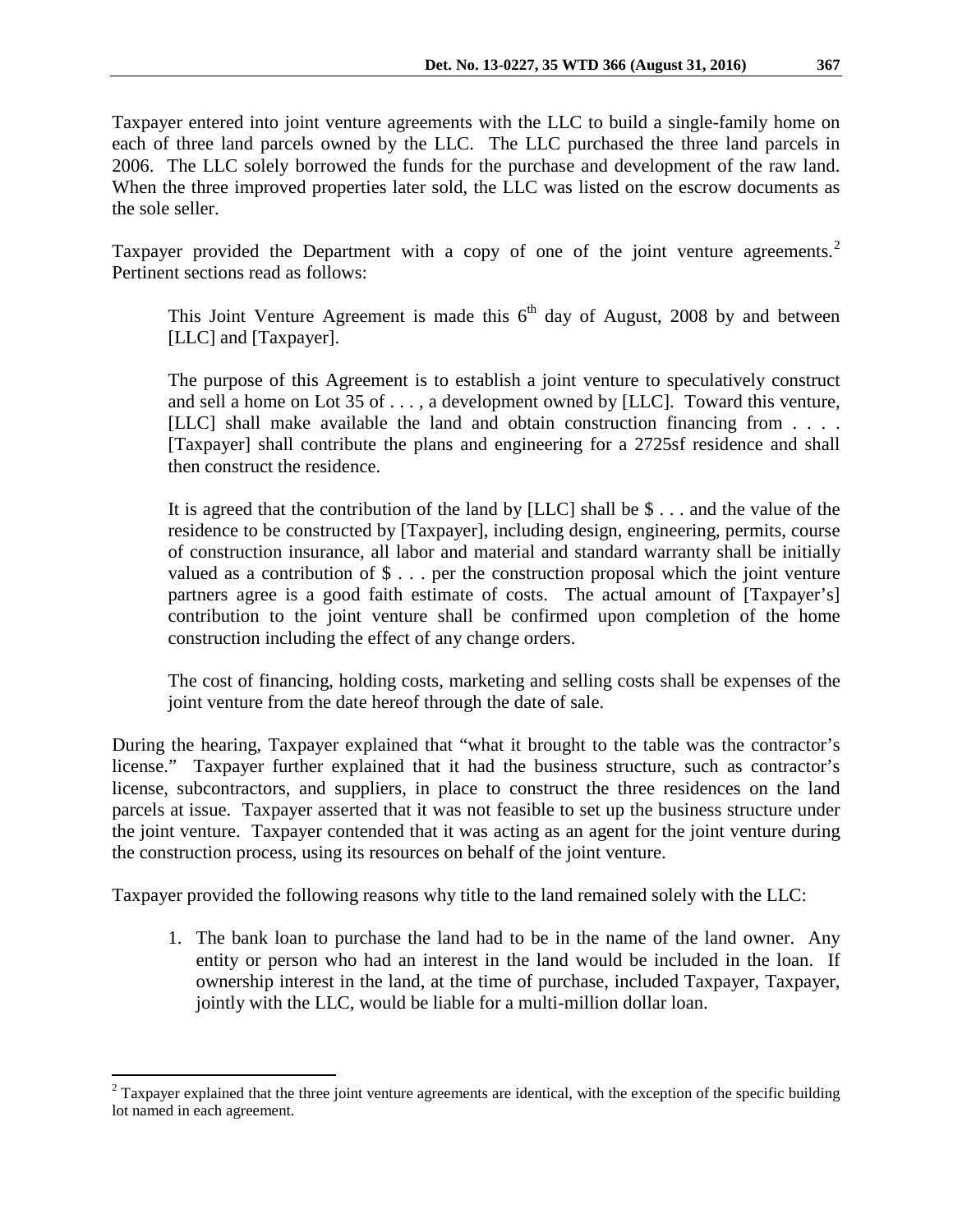Taxpayer entered into joint venture agreements with the LLC to build a single-family home on each of three land parcels owned by the LLC. The LLC purchased the three land parcels in 2006. The LLC solely borrowed the funds for the purchase and development of the raw land. When the three improved properties later sold, the LLC was listed on the escrow documents as the sole seller.

Taxpayer provided the Department with a copy of one of the joint venture agreements.[2] Pertinent sections read as follows:

> This Joint Venture Agreement is made this 6th day of August, 2008 by and between [LLC] and [Taxpayer].
>
> The purpose of this Agreement is to establish a joint venture to speculatively construct and sell a home on Lot 35 of . . . , a development owned by [LLC]. Toward this venture, [LLC] shall make available the land and obtain construction financing from . . . . [Taxpayer] shall contribute the plans and engineering for a 2725sf residence and shall then construct the residence.
>
> It is agreed that the contribution of the land by [LLC] shall be $ . . . and the value of the residence to be constructed by [Taxpayer], including design, engineering, permits, course of construction insurance, all labor and material and standard warranty shall be initially valued as a contribution of $ . . . per the construction proposal which the joint venture partners agree is a good faith estimate of costs. The actual amount of [Taxpayer's] contribution to the joint venture shall be confirmed upon completion of the home construction including the effect of any change orders.
>
> The cost of financing, holding costs, marketing and selling costs shall be expenses of the joint venture from the date hereof through the date of sale.

During the hearing, Taxpayer explained that "what it brought to the table was the contractor's license." Taxpayer further explained that it had the business structure, such as contractor's license, subcontractors, and suppliers, in place to construct the three residences on the land parcels at issue. Taxpayer asserted that it was not feasible to set up the business structure under the joint venture. Taxpayer contended that it was acting as an agent for the joint venture during the construction process, using its resources on behalf of the joint venture.

Taxpayer provided the following reasons why title to the land remained solely with the LLC:

1. The bank loan to purchase the land had to be in the name of the land owner. Any entity or person who had an interest in the land would be included in the loan. If ownership interest in the land, at the time of purchase, included Taxpayer, Taxpayer, jointly with the LLC, would be liable for a multi-million dollar loan.

---

[2] Taxpayer explained that the three joint venture agreements are identical, with the exception of the specific building lot named in each agreement.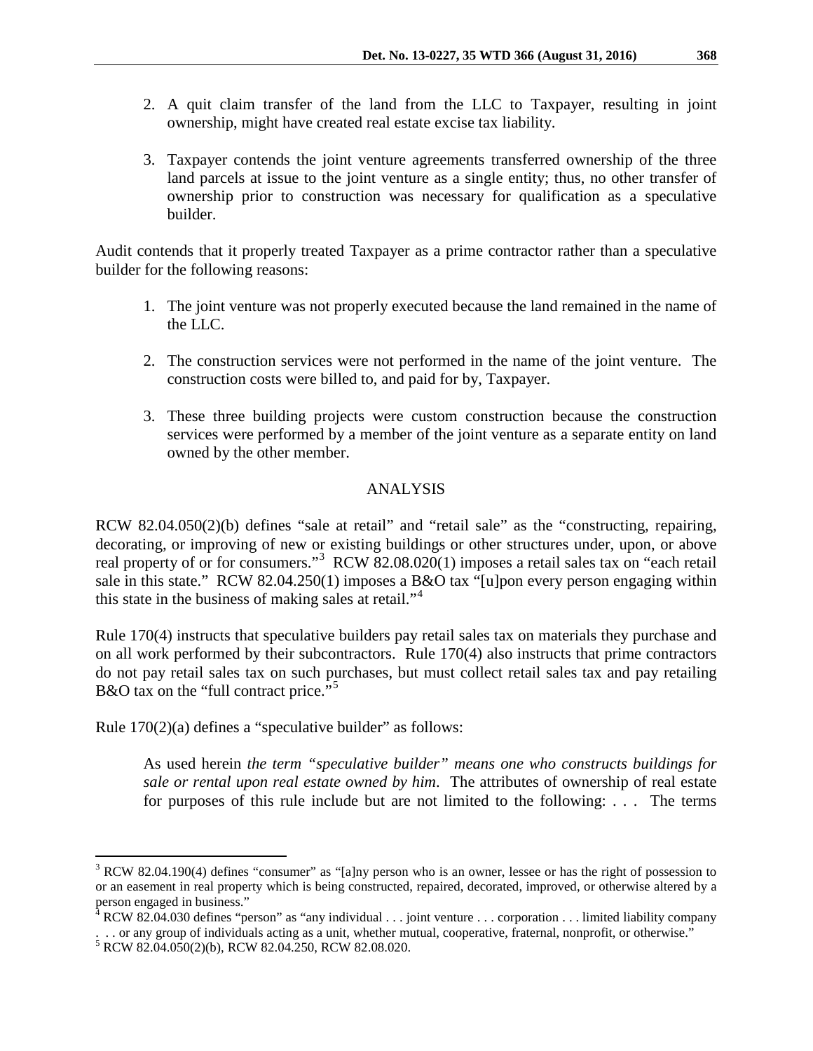2. A quit claim transfer of the land from the LLC to Taxpayer, resulting in joint ownership, might have created real estate excise tax liability.

3. Taxpayer contends the joint venture agreements transferred ownership of the three land parcels at issue to the joint venture as a single entity; thus, no other transfer of ownership prior to construction was necessary for qualification as a speculative builder.

Audit contends that it properly treated Taxpayer as a prime contractor rather than a speculative builder for the following reasons:

1. The joint venture was not properly executed because the land remained in the name of the LLC.

2. The construction services were not performed in the name of the joint venture. The construction costs were billed to, and paid for by, Taxpayer.

3. These three building projects were custom construction because the construction services were performed by a member of the joint venture as a separate entity on land owned by the other member.

## ANALYSIS

RCW 82.04.050(2)(b) defines "sale at retail" and "retail sale" as the "constructing, repairing, decorating, or improving of new or existing buildings or other structures under, upon, or above real property of or for consumers."[3] RCW 82.08.020(1) imposes a retail sales tax on "each retail sale in this state." RCW 82.04.250(1) imposes a B&O tax "[u]pon every person engaging within this state in the business of making sales at retail."[4]

Rule 170(4) instructs that speculative builders pay retail sales tax on materials they purchase and on all work performed by their subcontractors. Rule 170(4) also instructs that prime contractors do not pay retail sales tax on such purchases, but must collect retail sales tax and pay retailing B&O tax on the "full contract price."[5]

Rule 170(2)(a) defines a "speculative builder" as follows:

> As used herein *the term "speculative builder" means one who constructs buildings for sale or rental upon real estate owned by him*. The attributes of ownership of real estate for purposes of this rule include but are not limited to the following: . . . The terms

---

[3] RCW 82.04.190(4) defines "consumer" as "[a]ny person who is an owner, lessee or has the right of possession to or an easement in real property which is being constructed, repaired, decorated, improved, or otherwise altered by a person engaged in business."

[4] RCW 82.04.030 defines "person" as "any individual . . . joint venture . . . corporation . . . limited liability company . . . or any group of individuals acting as a unit, whether mutual, cooperative, fraternal, nonprofit, or otherwise."

[5] RCW 82.04.050(2)(b), RCW 82.04.250, RCW 82.08.020.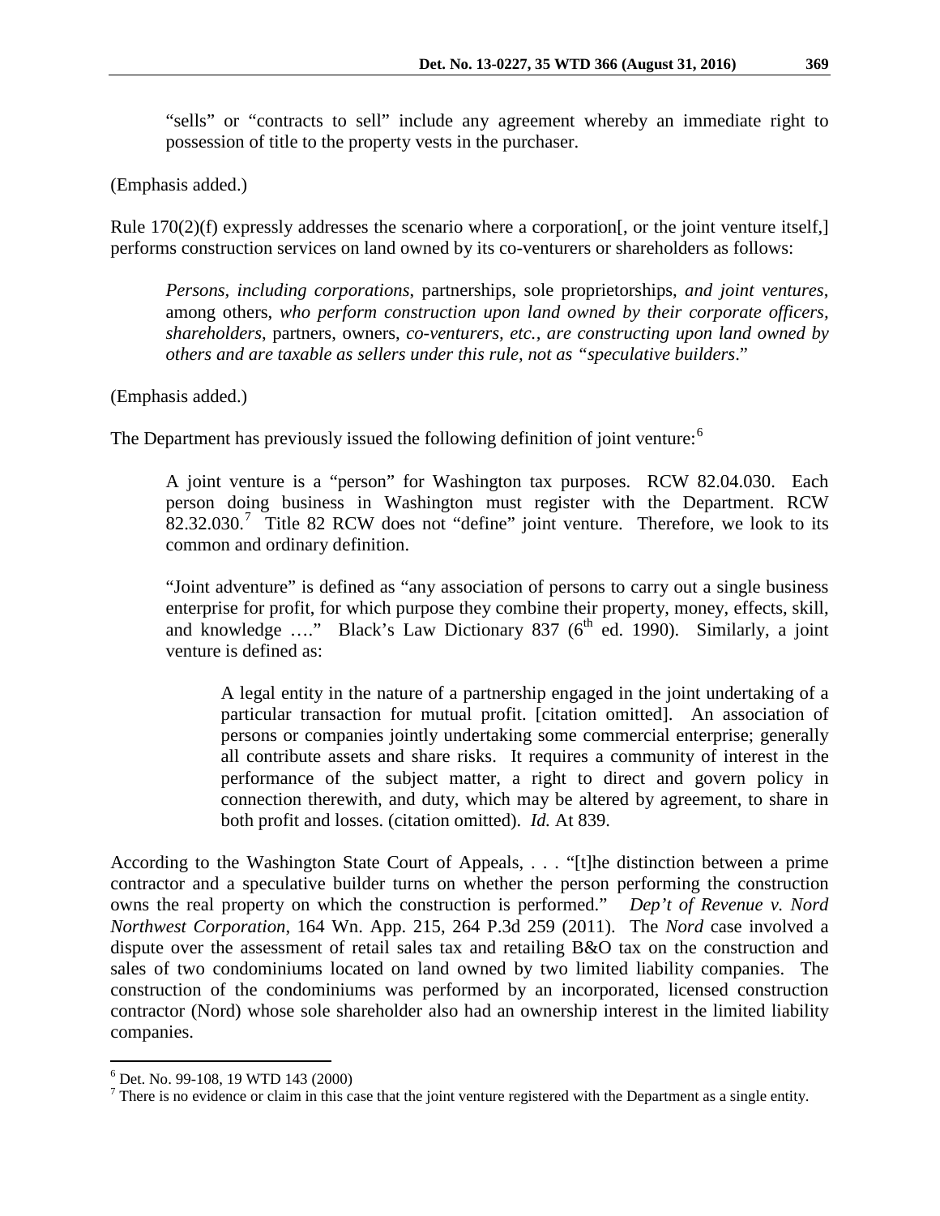> "sells" or "contracts to sell" include any agreement whereby an immediate right to possession of title to the property vests in the purchaser.

(Emphasis added.)

Rule 170(2)(f) expressly addresses the scenario where a corporation[, or the joint venture itself,] performs construction services on land owned by its co-venturers or shareholders as follows:

> *Persons, including corporations*, partnerships, sole proprietorships, *and joint ventures*, among others, *who perform construction upon land owned by their corporate officers, shareholders*, partners, owners, *co-venturers, etc., are constructing upon land owned by others and are taxable as sellers under this rule, not as "speculative builders*."

(Emphasis added.)

The Department has previously issued the following definition of joint venture:[6]

> A joint venture is a "person" for Washington tax purposes. RCW 82.04.030. Each person doing business in Washington must register with the Department. RCW 82.32.030.[7] Title 82 RCW does not "define" joint venture. Therefore, we look to its common and ordinary definition.
>
> "Joint adventure" is defined as "any association of persons to carry out a single business enterprise for profit, for which purpose they combine their property, money, effects, skill, and knowledge …." Black's Law Dictionary 837 (6th ed. 1990). Similarly, a joint venture is defined as:
>
>> A legal entity in the nature of a partnership engaged in the joint undertaking of a particular transaction for mutual profit. [citation omitted]. An association of persons or companies jointly undertaking some commercial enterprise; generally all contribute assets and share risks. It requires a community of interest in the performance of the subject matter, a right to direct and govern policy in connection therewith, and duty, which may be altered by agreement, to share in both profit and losses. (citation omitted). *Id.* At 839.

According to the Washington State Court of Appeals, . . . "[t]he distinction between a prime contractor and a speculative builder turns on whether the person performing the construction owns the real property on which the construction is performed." *Dep't of Revenue v. Nord Northwest Corporation*, 164 Wn. App. 215, 264 P.3d 259 (2011). The *Nord* case involved a dispute over the assessment of retail sales tax and retailing B&O tax on the construction and sales of two condominiums located on land owned by two limited liability companies. The construction of the condominiums was performed by an incorporated, licensed construction contractor (Nord) whose sole shareholder also had an ownership interest in the limited liability companies.

[6] Det. No. 99-108, 19 WTD 143 (2000)

[7] There is no evidence or claim in this case that the joint venture registered with the Department as a single entity.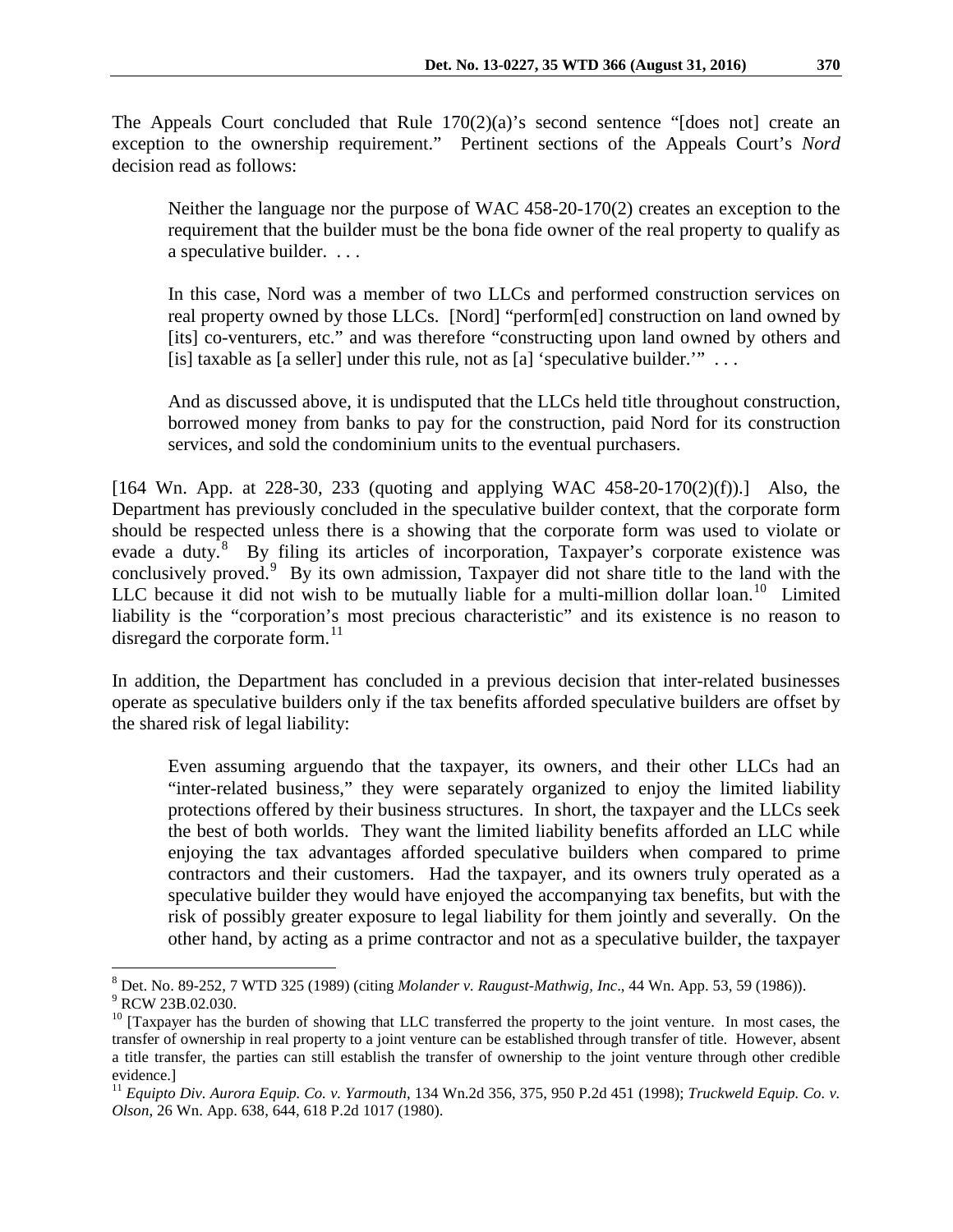The Appeals Court concluded that Rule 170(2)(a)'s second sentence "[does not] create an exception to the ownership requirement." Pertinent sections of the Appeals Court's *Nord* decision read as follows:

> Neither the language nor the purpose of WAC 458-20-170(2) creates an exception to the requirement that the builder must be the bona fide owner of the real property to qualify as a speculative builder. . . .
>
> In this case, Nord was a member of two LLCs and performed construction services on real property owned by those LLCs. [Nord] "perform[ed] construction on land owned by [its] co-venturers, etc." and was therefore "constructing upon land owned by others and [is] taxable as [a seller] under this rule, not as [a] 'speculative builder.'" . . .
>
> And as discussed above, it is undisputed that the LLCs held title throughout construction, borrowed money from banks to pay for the construction, paid Nord for its construction services, and sold the condominium units to the eventual purchasers.

[164 Wn. App. at 228-30, 233 (quoting and applying WAC 458-20-170(2)(f)).] Also, the Department has previously concluded in the speculative builder context, that the corporate form should be respected unless there is a showing that the corporate form was used to violate or evade a duty.[8] By filing its articles of incorporation, Taxpayer's corporate existence was conclusively proved.[9] By its own admission, Taxpayer did not share title to the land with the LLC because it did not wish to be mutually liable for a multi-million dollar loan.[10] Limited liability is the "corporation's most precious characteristic" and its existence is no reason to disregard the corporate form.[11]

In addition, the Department has concluded in a previous decision that inter-related businesses operate as speculative builders only if the tax benefits afforded speculative builders are offset by the shared risk of legal liability:

> Even assuming arguendo that the taxpayer, its owners, and their other LLCs had an "inter-related business," they were separately organized to enjoy the limited liability protections offered by their business structures. In short, the taxpayer and the LLCs seek the best of both worlds. They want the limited liability benefits afforded an LLC while enjoying the tax advantages afforded speculative builders when compared to prime contractors and their customers. Had the taxpayer, and its owners truly operated as a speculative builder they would have enjoyed the accompanying tax benefits, but with the risk of possibly greater exposure to legal liability for them jointly and severally. On the other hand, by acting as a prime contractor and not as a speculative builder, the taxpayer

---

[8] Det. No. 89-252, 7 WTD 325 (1989) (citing *Molander v. Raugust-Mathwig, Inc*., 44 Wn. App. 53, 59 (1986)).

[9] RCW 23B.02.030.

[10] [Taxpayer has the burden of showing that LLC transferred the property to the joint venture. In most cases, the transfer of ownership in real property to a joint venture can be established through transfer of title. However, absent a title transfer, the parties can still establish the transfer of ownership to the joint venture through other credible evidence.]

[11] *Equipto Div. Aurora Equip. Co. v. Yarmouth*, 134 Wn.2d 356, 375, 950 P.2d 451 (1998); *Truckweld Equip. Co. v. Olson*, 26 Wn. App. 638, 644, 618 P.2d 1017 (1980).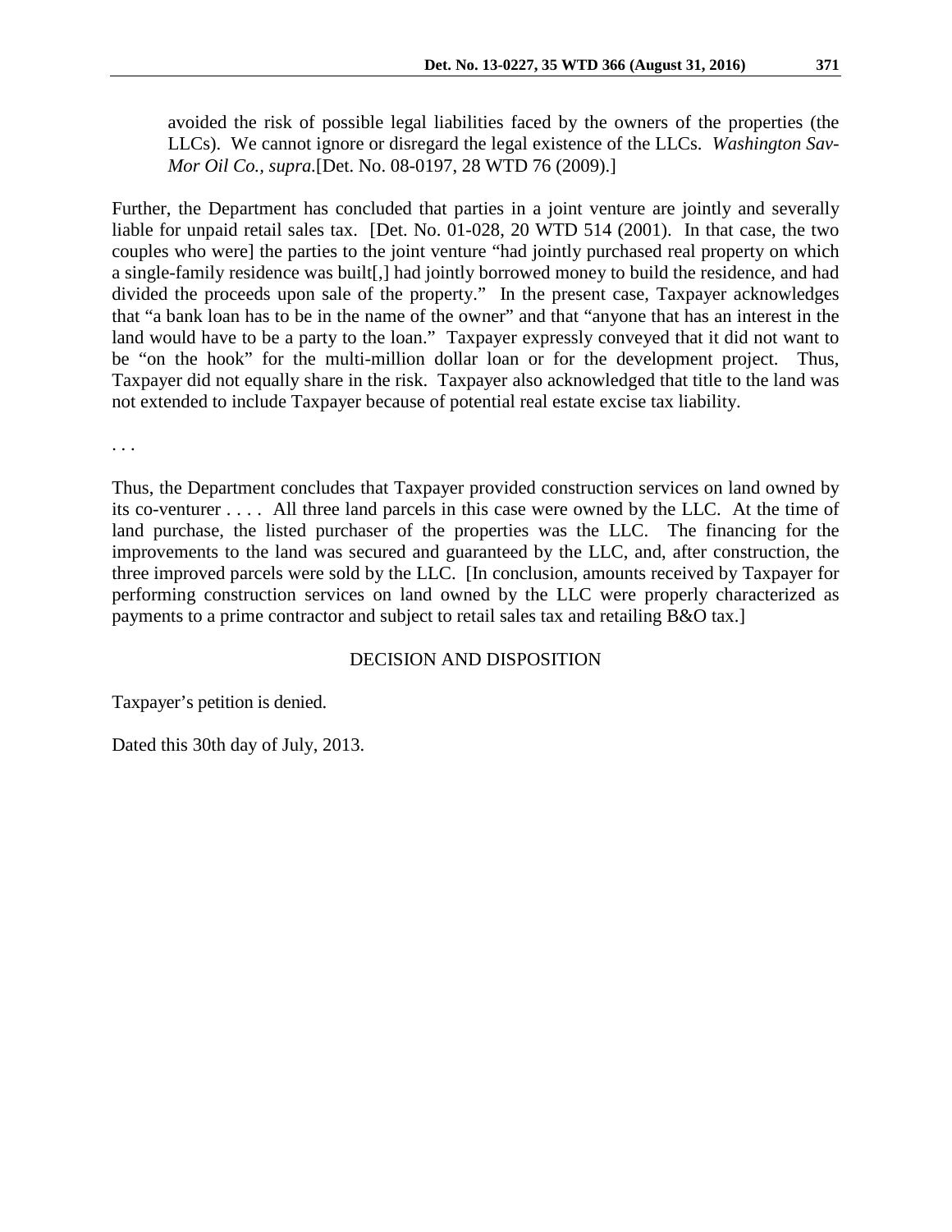> avoided the risk of possible legal liabilities faced by the owners of the properties (the LLCs). We cannot ignore or disregard the legal existence of the LLCs. *Washington Sav-Mor Oil Co., supra.*[Det. No. 08-0197, 28 WTD 76 (2009).]

Further, the Department has concluded that parties in a joint venture are jointly and severally liable for unpaid retail sales tax. [Det. No. 01-028, 20 WTD 514 (2001). In that case, the two couples who were] the parties to the joint venture "had jointly purchased real property on which a single-family residence was built[,] had jointly borrowed money to build the residence, and had divided the proceeds upon sale of the property." In the present case, Taxpayer acknowledges that "a bank loan has to be in the name of the owner" and that "anyone that has an interest in the land would have to be a party to the loan." Taxpayer expressly conveyed that it did not want to be "on the hook" for the multi-million dollar loan or for the development project. Thus, Taxpayer did not equally share in the risk. Taxpayer also acknowledged that title to the land was not extended to include Taxpayer because of potential real estate excise tax liability.

. . .

Thus, the Department concludes that Taxpayer provided construction services on land owned by its co-venturer . . . . All three land parcels in this case were owned by the LLC. At the time of land purchase, the listed purchaser of the properties was the LLC. The financing for the improvements to the land was secured and guaranteed by the LLC, and, after construction, the three improved parcels were sold by the LLC. [In conclusion, amounts received by Taxpayer for performing construction services on land owned by the LLC were properly characterized as payments to a prime contractor and subject to retail sales tax and retailing B&O tax.]

## DECISION AND DISPOSITION

Taxpayer's petition is denied.

Dated this 30th day of July, 2013.